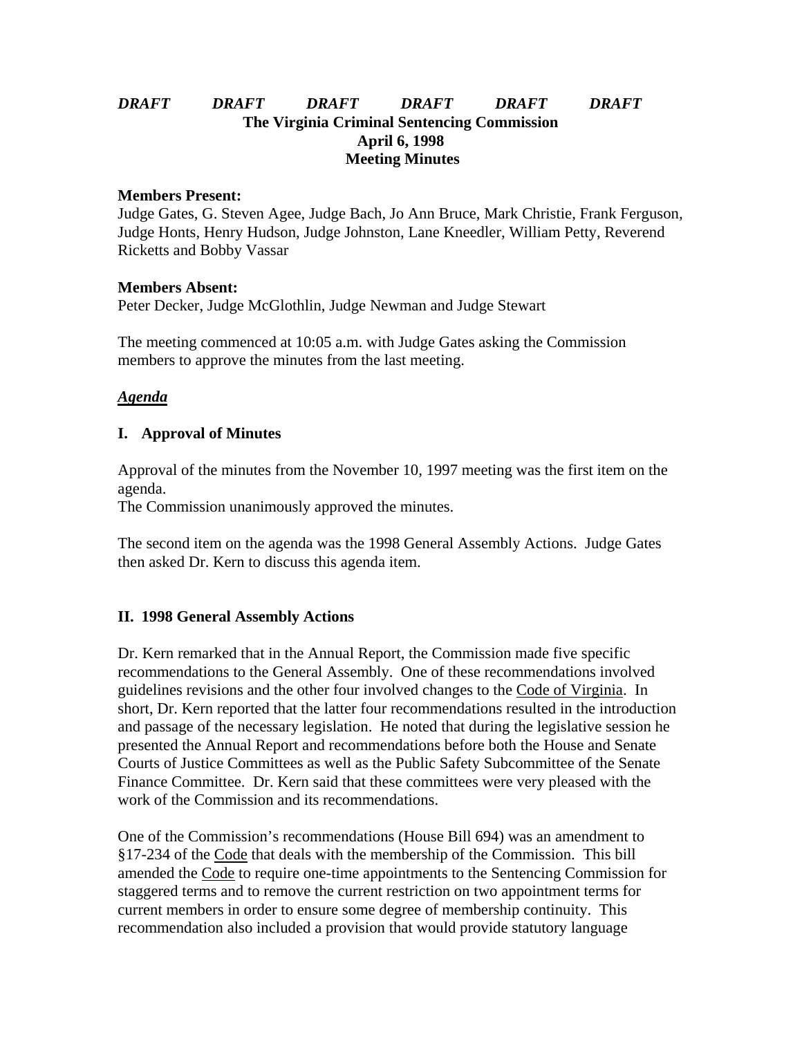***DRAFT DRAFT DRAFT DRAFT DRAFT DRAFT***

**The Virginia Criminal Sentencing Commission**
**April 6, 1998**
**Meeting Minutes**

**Members Present:**
Judge Gates, G. Steven Agee, Judge Bach, Jo Ann Bruce, Mark Christie, Frank Ferguson, Judge Honts, Henry Hudson, Judge Johnston, Lane Kneedler, William Petty, Reverend Ricketts and Bobby Vassar

**Members Absent:**
Peter Decker, Judge McGlothlin, Judge Newman and Judge Stewart

The meeting commenced at 10:05 a.m. with Judge Gates asking the Commission members to approve the minutes from the last meeting.

## ***Agenda***

### I. Approval of Minutes

Approval of the minutes from the November 10, 1997 meeting was the first item on the agenda.
The Commission unanimously approved the minutes.

The second item on the agenda was the 1998 General Assembly Actions. Judge Gates then asked Dr. Kern to discuss this agenda item.

### II. 1998 General Assembly Actions

Dr. Kern remarked that in the Annual Report, the Commission made five specific recommendations to the General Assembly. One of these recommendations involved guidelines revisions and the other four involved changes to the Code of Virginia. In short, Dr. Kern reported that the latter four recommendations resulted in the introduction and passage of the necessary legislation. He noted that during the legislative session he presented the Annual Report and recommendations before both the House and Senate Courts of Justice Committees as well as the Public Safety Subcommittee of the Senate Finance Committee. Dr. Kern said that these committees were very pleased with the work of the Commission and its recommendations.

One of the Commission's recommendations (House Bill 694) was an amendment to §17-234 of the Code that deals with the membership of the Commission. This bill amended the Code to require one-time appointments to the Sentencing Commission for staggered terms and to remove the current restriction on two appointment terms for current members in order to ensure some degree of membership continuity. This recommendation also included a provision that would provide statutory language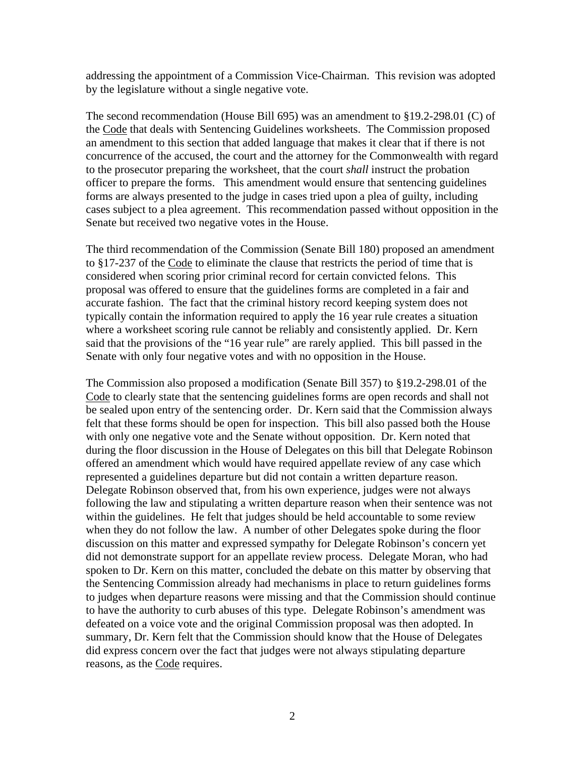addressing the appointment of a Commission Vice-Chairman. This revision was adopted by the legislature without a single negative vote.

The second recommendation (House Bill 695) was an amendment to §19.2-298.01 (C) of the Code that deals with Sentencing Guidelines worksheets. The Commission proposed an amendment to this section that added language that makes it clear that if there is not concurrence of the accused, the court and the attorney for the Commonwealth with regard to the prosecutor preparing the worksheet, that the court *shall* instruct the probation officer to prepare the forms. This amendment would ensure that sentencing guidelines forms are always presented to the judge in cases tried upon a plea of guilty, including cases subject to a plea agreement. This recommendation passed without opposition in the Senate but received two negative votes in the House.

The third recommendation of the Commission (Senate Bill 180) proposed an amendment to §17-237 of the Code to eliminate the clause that restricts the period of time that is considered when scoring prior criminal record for certain convicted felons. This proposal was offered to ensure that the guidelines forms are completed in a fair and accurate fashion. The fact that the criminal history record keeping system does not typically contain the information required to apply the 16 year rule creates a situation where a worksheet scoring rule cannot be reliably and consistently applied. Dr. Kern said that the provisions of the "16 year rule" are rarely applied. This bill passed in the Senate with only four negative votes and with no opposition in the House.

The Commission also proposed a modification (Senate Bill 357) to §19.2-298.01 of the Code to clearly state that the sentencing guidelines forms are open records and shall not be sealed upon entry of the sentencing order. Dr. Kern said that the Commission always felt that these forms should be open for inspection. This bill also passed both the House with only one negative vote and the Senate without opposition. Dr. Kern noted that during the floor discussion in the House of Delegates on this bill that Delegate Robinson offered an amendment which would have required appellate review of any case which represented a guidelines departure but did not contain a written departure reason. Delegate Robinson observed that, from his own experience, judges were not always following the law and stipulating a written departure reason when their sentence was not within the guidelines. He felt that judges should be held accountable to some review when they do not follow the law. A number of other Delegates spoke during the floor discussion on this matter and expressed sympathy for Delegate Robinson's concern yet did not demonstrate support for an appellate review process. Delegate Moran, who had spoken to Dr. Kern on this matter, concluded the debate on this matter by observing that the Sentencing Commission already had mechanisms in place to return guidelines forms to judges when departure reasons were missing and that the Commission should continue to have the authority to curb abuses of this type. Delegate Robinson's amendment was defeated on a voice vote and the original Commission proposal was then adopted. In summary, Dr. Kern felt that the Commission should know that the House of Delegates did express concern over the fact that judges were not always stipulating departure reasons, as the Code requires.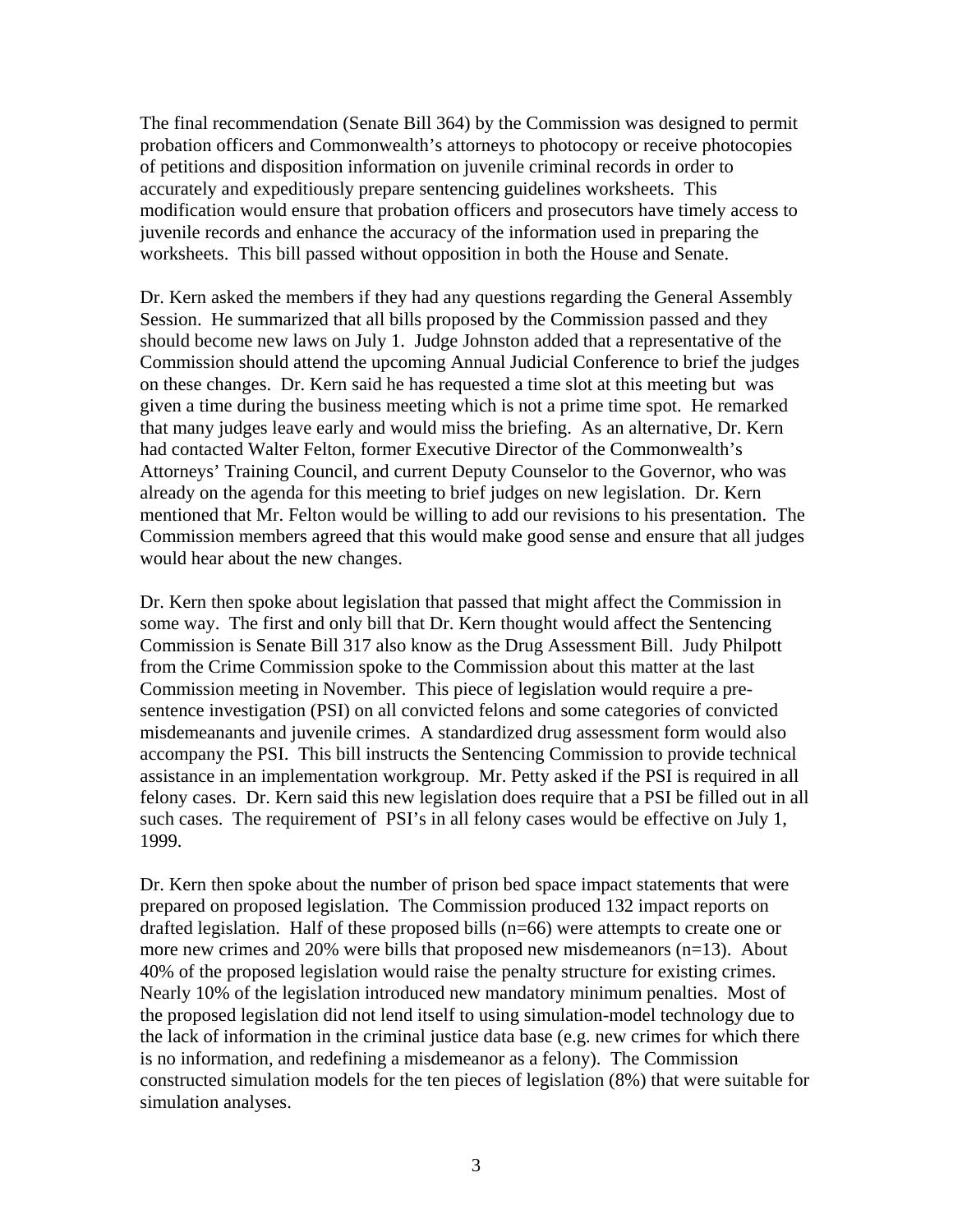The final recommendation (Senate Bill 364) by the Commission was designed to permit probation officers and Commonwealth's attorneys to photocopy or receive photocopies of petitions and disposition information on juvenile criminal records in order to accurately and expeditiously prepare sentencing guidelines worksheets. This modification would ensure that probation officers and prosecutors have timely access to juvenile records and enhance the accuracy of the information used in preparing the worksheets. This bill passed without opposition in both the House and Senate.

Dr. Kern asked the members if they had any questions regarding the General Assembly Session. He summarized that all bills proposed by the Commission passed and they should become new laws on July 1. Judge Johnston added that a representative of the Commission should attend the upcoming Annual Judicial Conference to brief the judges on these changes. Dr. Kern said he has requested a time slot at this meeting but was given a time during the business meeting which is not a prime time spot. He remarked that many judges leave early and would miss the briefing. As an alternative, Dr. Kern had contacted Walter Felton, former Executive Director of the Commonwealth's Attorneys' Training Council, and current Deputy Counselor to the Governor, who was already on the agenda for this meeting to brief judges on new legislation. Dr. Kern mentioned that Mr. Felton would be willing to add our revisions to his presentation. The Commission members agreed that this would make good sense and ensure that all judges would hear about the new changes.

Dr. Kern then spoke about legislation that passed that might affect the Commission in some way. The first and only bill that Dr. Kern thought would affect the Sentencing Commission is Senate Bill 317 also know as the Drug Assessment Bill. Judy Philpott from the Crime Commission spoke to the Commission about this matter at the last Commission meeting in November. This piece of legislation would require a pre-sentence investigation (PSI) on all convicted felons and some categories of convicted misdemeanants and juvenile crimes. A standardized drug assessment form would also accompany the PSI. This bill instructs the Sentencing Commission to provide technical assistance in an implementation workgroup. Mr. Petty asked if the PSI is required in all felony cases. Dr. Kern said this new legislation does require that a PSI be filled out in all such cases. The requirement of PSI's in all felony cases would be effective on July 1, 1999.

Dr. Kern then spoke about the number of prison bed space impact statements that were prepared on proposed legislation. The Commission produced 132 impact reports on drafted legislation. Half of these proposed bills (n=66) were attempts to create one or more new crimes and 20% were bills that proposed new misdemeanors (n=13). About 40% of the proposed legislation would raise the penalty structure for existing crimes. Nearly 10% of the legislation introduced new mandatory minimum penalties. Most of the proposed legislation did not lend itself to using simulation-model technology due to the lack of information in the criminal justice data base (e.g. new crimes for which there is no information, and redefining a misdemeanor as a felony). The Commission constructed simulation models for the ten pieces of legislation (8%) that were suitable for simulation analyses.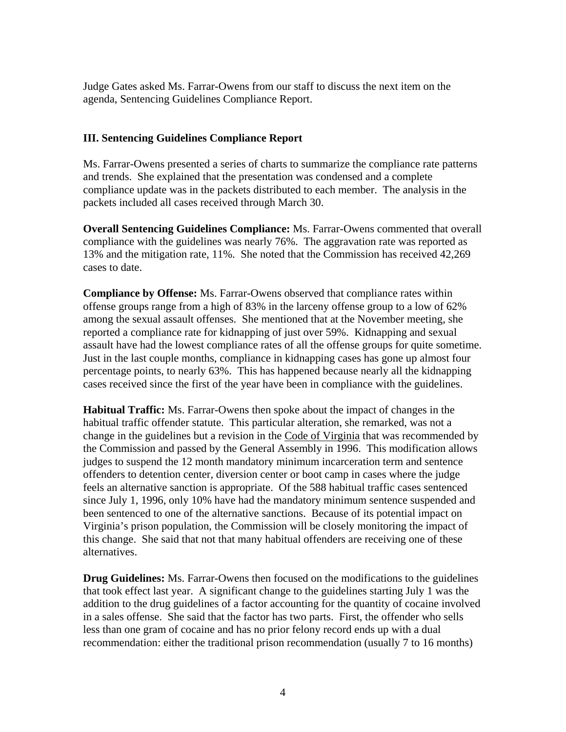Judge Gates asked Ms. Farrar-Owens from our staff to discuss the next item on the agenda, Sentencing Guidelines Compliance Report.

### III. Sentencing Guidelines Compliance Report

Ms. Farrar-Owens presented a series of charts to summarize the compliance rate patterns and trends. She explained that the presentation was condensed and a complete compliance update was in the packets distributed to each member. The analysis in the packets included all cases received through March 30.

**Overall Sentencing Guidelines Compliance:** Ms. Farrar-Owens commented that overall compliance with the guidelines was nearly 76%. The aggravation rate was reported as 13% and the mitigation rate, 11%. She noted that the Commission has received 42,269 cases to date.

**Compliance by Offense:** Ms. Farrar-Owens observed that compliance rates within offense groups range from a high of 83% in the larceny offense group to a low of 62% among the sexual assault offenses. She mentioned that at the November meeting, she reported a compliance rate for kidnapping of just over 59%. Kidnapping and sexual assault have had the lowest compliance rates of all the offense groups for quite sometime. Just in the last couple months, compliance in kidnapping cases has gone up almost four percentage points, to nearly 63%. This has happened because nearly all the kidnapping cases received since the first of the year have been in compliance with the guidelines.

**Habitual Traffic:** Ms. Farrar-Owens then spoke about the impact of changes in the habitual traffic offender statute. This particular alteration, she remarked, was not a change in the guidelines but a revision in the Code of Virginia that was recommended by the Commission and passed by the General Assembly in 1996. This modification allows judges to suspend the 12 month mandatory minimum incarceration term and sentence offenders to detention center, diversion center or boot camp in cases where the judge feels an alternative sanction is appropriate. Of the 588 habitual traffic cases sentenced since July 1, 1996, only 10% have had the mandatory minimum sentence suspended and been sentenced to one of the alternative sanctions. Because of its potential impact on Virginia's prison population, the Commission will be closely monitoring the impact of this change. She said that not that many habitual offenders are receiving one of these alternatives.

**Drug Guidelines:** Ms. Farrar-Owens then focused on the modifications to the guidelines that took effect last year. A significant change to the guidelines starting July 1 was the addition to the drug guidelines of a factor accounting for the quantity of cocaine involved in a sales offense. She said that the factor has two parts. First, the offender who sells less than one gram of cocaine and has no prior felony record ends up with a dual recommendation: either the traditional prison recommendation (usually 7 to 16 months)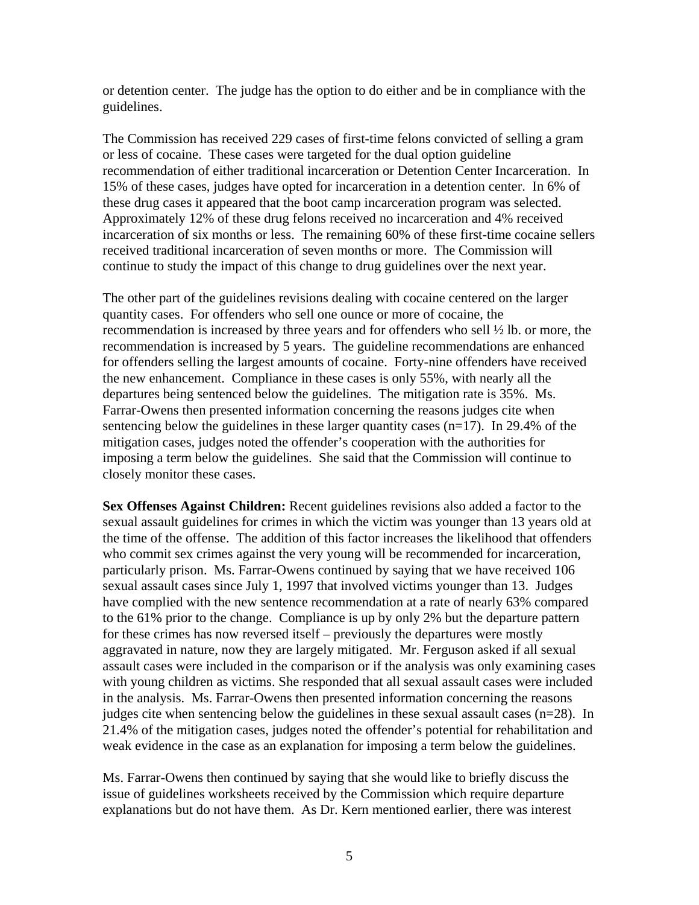or detention center. The judge has the option to do either and be in compliance with the guidelines.

The Commission has received 229 cases of first-time felons convicted of selling a gram or less of cocaine. These cases were targeted for the dual option guideline recommendation of either traditional incarceration or Detention Center Incarceration. In 15% of these cases, judges have opted for incarceration in a detention center. In 6% of these drug cases it appeared that the boot camp incarceration program was selected. Approximately 12% of these drug felons received no incarceration and 4% received incarceration of six months or less. The remaining 60% of these first-time cocaine sellers received traditional incarceration of seven months or more. The Commission will continue to study the impact of this change to drug guidelines over the next year.

The other part of the guidelines revisions dealing with cocaine centered on the larger quantity cases. For offenders who sell one ounce or more of cocaine, the recommendation is increased by three years and for offenders who sell ½ lb. or more, the recommendation is increased by 5 years. The guideline recommendations are enhanced for offenders selling the largest amounts of cocaine. Forty-nine offenders have received the new enhancement. Compliance in these cases is only 55%, with nearly all the departures being sentenced below the guidelines. The mitigation rate is 35%. Ms. Farrar-Owens then presented information concerning the reasons judges cite when sentencing below the guidelines in these larger quantity cases (n=17). In 29.4% of the mitigation cases, judges noted the offender's cooperation with the authorities for imposing a term below the guidelines. She said that the Commission will continue to closely monitor these cases.

**Sex Offenses Against Children:** Recent guidelines revisions also added a factor to the sexual assault guidelines for crimes in which the victim was younger than 13 years old at the time of the offense. The addition of this factor increases the likelihood that offenders who commit sex crimes against the very young will be recommended for incarceration, particularly prison. Ms. Farrar-Owens continued by saying that we have received 106 sexual assault cases since July 1, 1997 that involved victims younger than 13. Judges have complied with the new sentence recommendation at a rate of nearly 63% compared to the 61% prior to the change. Compliance is up by only 2% but the departure pattern for these crimes has now reversed itself – previously the departures were mostly aggravated in nature, now they are largely mitigated. Mr. Ferguson asked if all sexual assault cases were included in the comparison or if the analysis was only examining cases with young children as victims. She responded that all sexual assault cases were included in the analysis. Ms. Farrar-Owens then presented information concerning the reasons judges cite when sentencing below the guidelines in these sexual assault cases (n=28). In 21.4% of the mitigation cases, judges noted the offender's potential for rehabilitation and weak evidence in the case as an explanation for imposing a term below the guidelines.

Ms. Farrar-Owens then continued by saying that she would like to briefly discuss the issue of guidelines worksheets received by the Commission which require departure explanations but do not have them. As Dr. Kern mentioned earlier, there was interest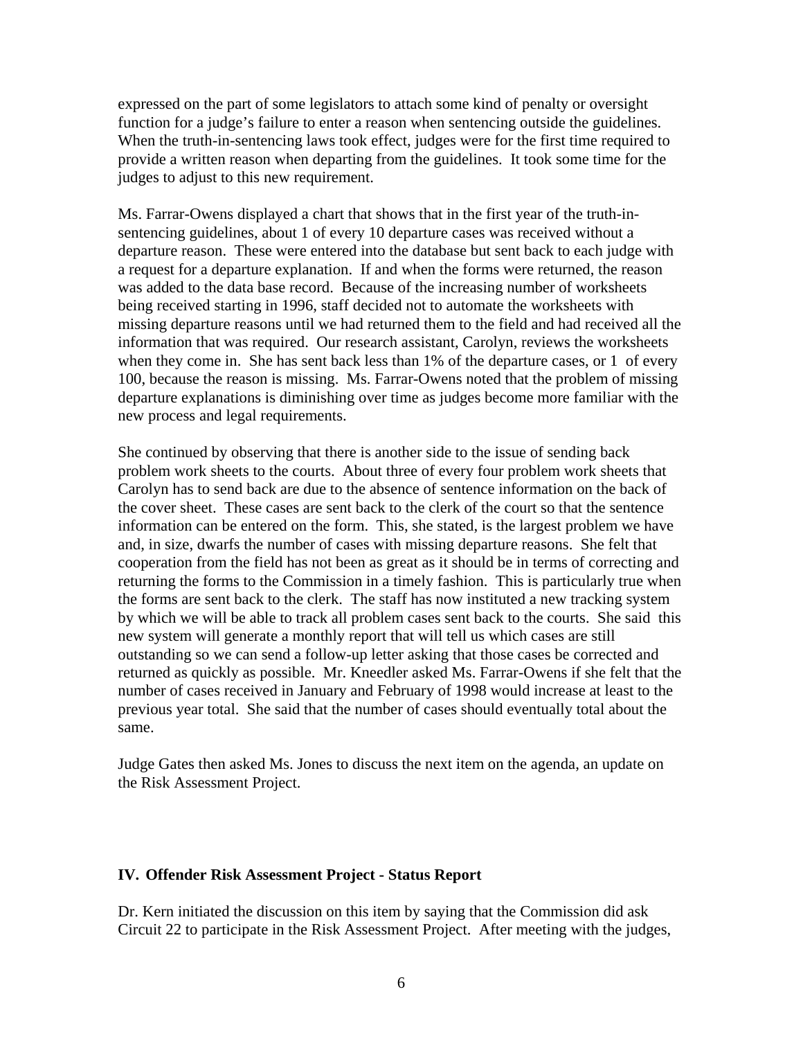expressed on the part of some legislators to attach some kind of penalty or oversight function for a judge's failure to enter a reason when sentencing outside the guidelines. When the truth-in-sentencing laws took effect, judges were for the first time required to provide a written reason when departing from the guidelines. It took some time for the judges to adjust to this new requirement.

Ms. Farrar-Owens displayed a chart that shows that in the first year of the truth-in-sentencing guidelines, about 1 of every 10 departure cases was received without a departure reason. These were entered into the database but sent back to each judge with a request for a departure explanation. If and when the forms were returned, the reason was added to the data base record. Because of the increasing number of worksheets being received starting in 1996, staff decided not to automate the worksheets with missing departure reasons until we had returned them to the field and had received all the information that was required. Our research assistant, Carolyn, reviews the worksheets when they come in. She has sent back less than 1% of the departure cases, or 1 of every 100, because the reason is missing. Ms. Farrar-Owens noted that the problem of missing departure explanations is diminishing over time as judges become more familiar with the new process and legal requirements.

She continued by observing that there is another side to the issue of sending back problem work sheets to the courts. About three of every four problem work sheets that Carolyn has to send back are due to the absence of sentence information on the back of the cover sheet. These cases are sent back to the clerk of the court so that the sentence information can be entered on the form. This, she stated, is the largest problem we have and, in size, dwarfs the number of cases with missing departure reasons. She felt that cooperation from the field has not been as great as it should be in terms of correcting and returning the forms to the Commission in a timely fashion. This is particularly true when the forms are sent back to the clerk. The staff has now instituted a new tracking system by which we will be able to track all problem cases sent back to the courts. She said this new system will generate a monthly report that will tell us which cases are still outstanding so we can send a follow-up letter asking that those cases be corrected and returned as quickly as possible. Mr. Kneedler asked Ms. Farrar-Owens if she felt that the number of cases received in January and February of 1998 would increase at least to the previous year total. She said that the number of cases should eventually total about the same.

Judge Gates then asked Ms. Jones to discuss the next item on the agenda, an update on the Risk Assessment Project.

## IV. Offender Risk Assessment Project - Status Report

Dr. Kern initiated the discussion on this item by saying that the Commission did ask Circuit 22 to participate in the Risk Assessment Project. After meeting with the judges,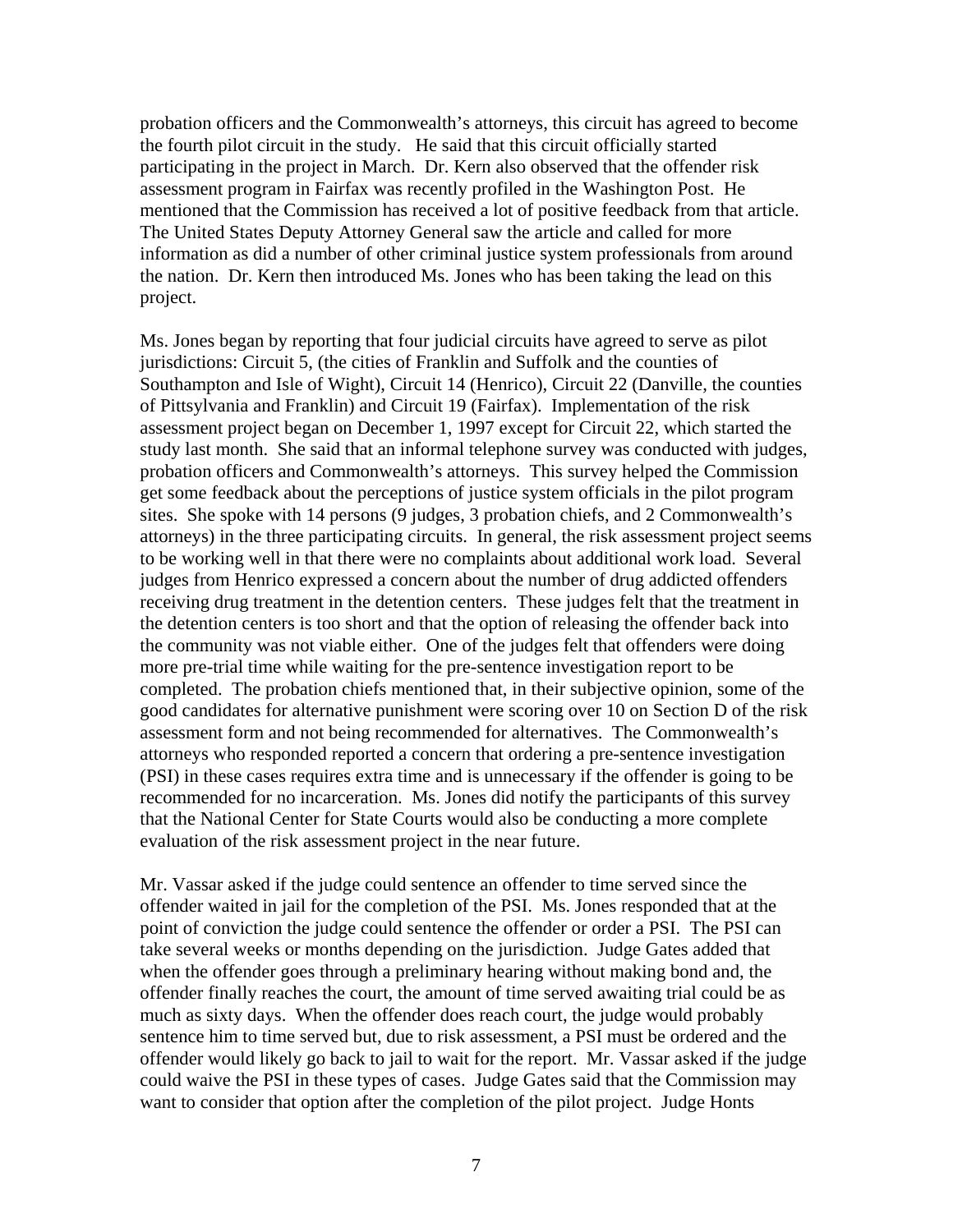probation officers and the Commonwealth's attorneys, this circuit has agreed to become the fourth pilot circuit in the study. He said that this circuit officially started participating in the project in March. Dr. Kern also observed that the offender risk assessment program in Fairfax was recently profiled in the Washington Post. He mentioned that the Commission has received a lot of positive feedback from that article. The United States Deputy Attorney General saw the article and called for more information as did a number of other criminal justice system professionals from around the nation. Dr. Kern then introduced Ms. Jones who has been taking the lead on this project.

Ms. Jones began by reporting that four judicial circuits have agreed to serve as pilot jurisdictions: Circuit 5, (the cities of Franklin and Suffolk and the counties of Southampton and Isle of Wight), Circuit 14 (Henrico), Circuit 22 (Danville, the counties of Pittsylvania and Franklin) and Circuit 19 (Fairfax). Implementation of the risk assessment project began on December 1, 1997 except for Circuit 22, which started the study last month. She said that an informal telephone survey was conducted with judges, probation officers and Commonwealth's attorneys. This survey helped the Commission get some feedback about the perceptions of justice system officials in the pilot program sites. She spoke with 14 persons (9 judges, 3 probation chiefs, and 2 Commonwealth's attorneys) in the three participating circuits. In general, the risk assessment project seems to be working well in that there were no complaints about additional work load. Several judges from Henrico expressed a concern about the number of drug addicted offenders receiving drug treatment in the detention centers. These judges felt that the treatment in the detention centers is too short and that the option of releasing the offender back into the community was not viable either. One of the judges felt that offenders were doing more pre-trial time while waiting for the pre-sentence investigation report to be completed. The probation chiefs mentioned that, in their subjective opinion, some of the good candidates for alternative punishment were scoring over 10 on Section D of the risk assessment form and not being recommended for alternatives. The Commonwealth's attorneys who responded reported a concern that ordering a pre-sentence investigation (PSI) in these cases requires extra time and is unnecessary if the offender is going to be recommended for no incarceration. Ms. Jones did notify the participants of this survey that the National Center for State Courts would also be conducting a more complete evaluation of the risk assessment project in the near future.

Mr. Vassar asked if the judge could sentence an offender to time served since the offender waited in jail for the completion of the PSI. Ms. Jones responded that at the point of conviction the judge could sentence the offender or order a PSI. The PSI can take several weeks or months depending on the jurisdiction. Judge Gates added that when the offender goes through a preliminary hearing without making bond and, the offender finally reaches the court, the amount of time served awaiting trial could be as much as sixty days. When the offender does reach court, the judge would probably sentence him to time served but, due to risk assessment, a PSI must be ordered and the offender would likely go back to jail to wait for the report. Mr. Vassar asked if the judge could waive the PSI in these types of cases. Judge Gates said that the Commission may want to consider that option after the completion of the pilot project. Judge Honts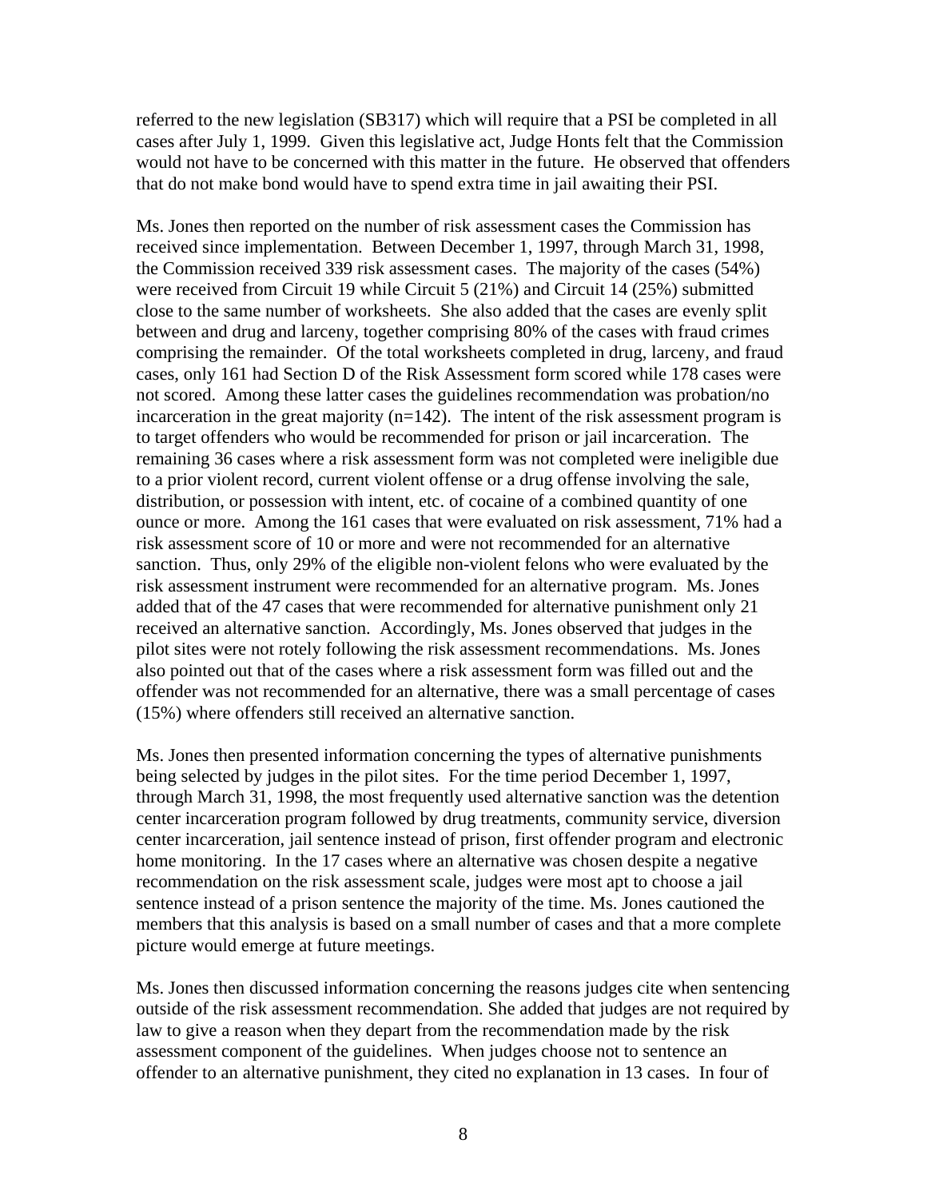referred to the new legislation (SB317) which will require that a PSI be completed in all cases after July 1, 1999. Given this legislative act, Judge Honts felt that the Commission would not have to be concerned with this matter in the future. He observed that offenders that do not make bond would have to spend extra time in jail awaiting their PSI.

Ms. Jones then reported on the number of risk assessment cases the Commission has received since implementation. Between December 1, 1997, through March 31, 1998, the Commission received 339 risk assessment cases. The majority of the cases (54%) were received from Circuit 19 while Circuit 5 (21%) and Circuit 14 (25%) submitted close to the same number of worksheets. She also added that the cases are evenly split between and drug and larceny, together comprising 80% of the cases with fraud crimes comprising the remainder. Of the total worksheets completed in drug, larceny, and fraud cases, only 161 had Section D of the Risk Assessment form scored while 178 cases were not scored. Among these latter cases the guidelines recommendation was probation/no incarceration in the great majority (n=142). The intent of the risk assessment program is to target offenders who would be recommended for prison or jail incarceration. The remaining 36 cases where a risk assessment form was not completed were ineligible due to a prior violent record, current violent offense or a drug offense involving the sale, distribution, or possession with intent, etc. of cocaine of a combined quantity of one ounce or more. Among the 161 cases that were evaluated on risk assessment, 71% had a risk assessment score of 10 or more and were not recommended for an alternative sanction. Thus, only 29% of the eligible non-violent felons who were evaluated by the risk assessment instrument were recommended for an alternative program. Ms. Jones added that of the 47 cases that were recommended for alternative punishment only 21 received an alternative sanction. Accordingly, Ms. Jones observed that judges in the pilot sites were not rotely following the risk assessment recommendations. Ms. Jones also pointed out that of the cases where a risk assessment form was filled out and the offender was not recommended for an alternative, there was a small percentage of cases (15%) where offenders still received an alternative sanction.

Ms. Jones then presented information concerning the types of alternative punishments being selected by judges in the pilot sites. For the time period December 1, 1997, through March 31, 1998, the most frequently used alternative sanction was the detention center incarceration program followed by drug treatments, community service, diversion center incarceration, jail sentence instead of prison, first offender program and electronic home monitoring. In the 17 cases where an alternative was chosen despite a negative recommendation on the risk assessment scale, judges were most apt to choose a jail sentence instead of a prison sentence the majority of the time. Ms. Jones cautioned the members that this analysis is based on a small number of cases and that a more complete picture would emerge at future meetings.

Ms. Jones then discussed information concerning the reasons judges cite when sentencing outside of the risk assessment recommendation. She added that judges are not required by law to give a reason when they depart from the recommendation made by the risk assessment component of the guidelines. When judges choose not to sentence an offender to an alternative punishment, they cited no explanation in 13 cases. In four of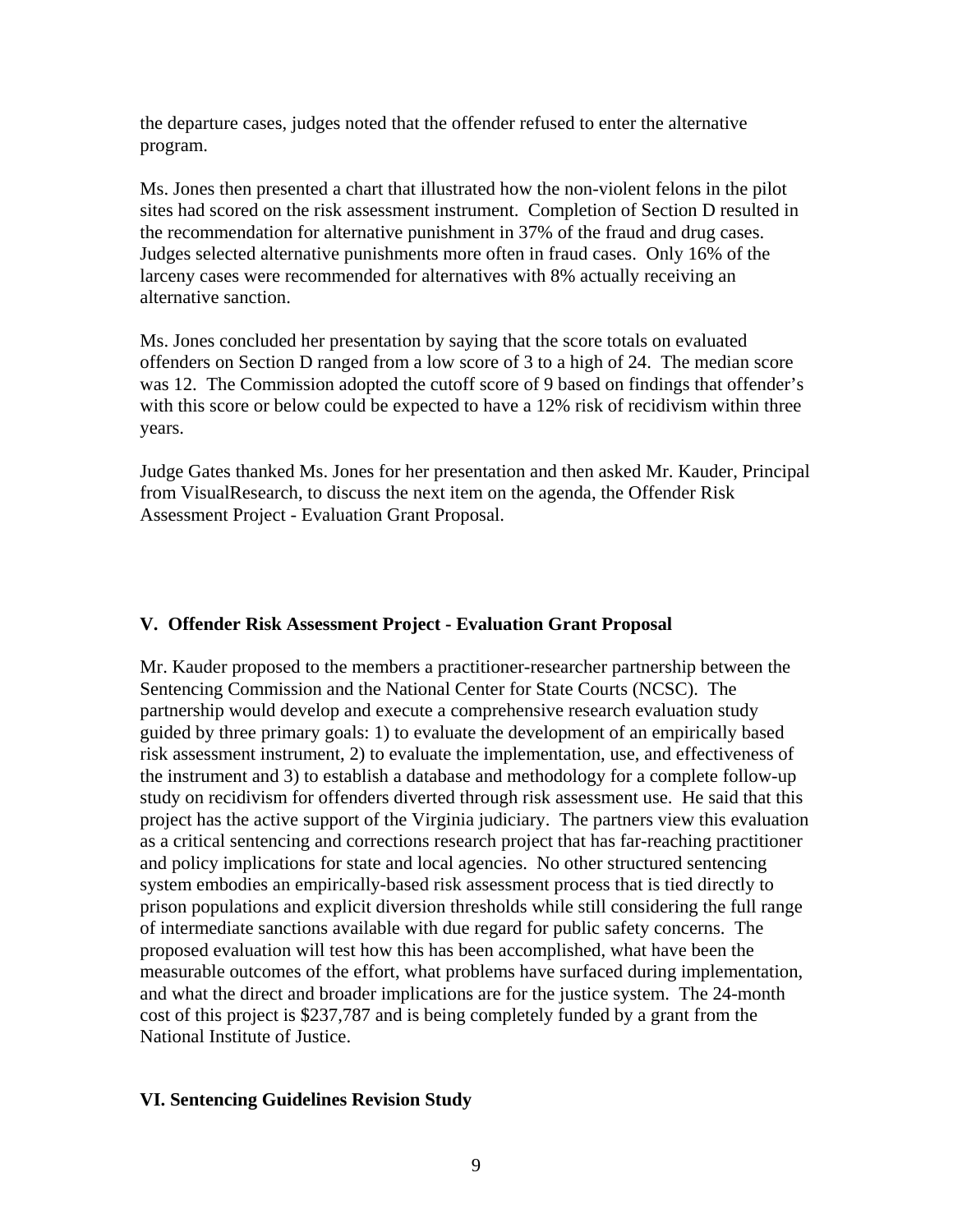the departure cases, judges noted that the offender refused to enter the alternative program.

Ms. Jones then presented a chart that illustrated how the non-violent felons in the pilot sites had scored on the risk assessment instrument. Completion of Section D resulted in the recommendation for alternative punishment in 37% of the fraud and drug cases. Judges selected alternative punishments more often in fraud cases. Only 16% of the larceny cases were recommended for alternatives with 8% actually receiving an alternative sanction.

Ms. Jones concluded her presentation by saying that the score totals on evaluated offenders on Section D ranged from a low score of 3 to a high of 24. The median score was 12. The Commission adopted the cutoff score of 9 based on findings that offender's with this score or below could be expected to have a 12% risk of recidivism within three years.

Judge Gates thanked Ms. Jones for her presentation and then asked Mr. Kauder, Principal from VisualResearch, to discuss the next item on the agenda, the Offender Risk Assessment Project - Evaluation Grant Proposal.

## V. Offender Risk Assessment Project - Evaluation Grant Proposal

Mr. Kauder proposed to the members a practitioner-researcher partnership between the Sentencing Commission and the National Center for State Courts (NCSC). The partnership would develop and execute a comprehensive research evaluation study guided by three primary goals: 1) to evaluate the development of an empirically based risk assessment instrument, 2) to evaluate the implementation, use, and effectiveness of the instrument and 3) to establish a database and methodology for a complete follow-up study on recidivism for offenders diverted through risk assessment use. He said that this project has the active support of the Virginia judiciary. The partners view this evaluation as a critical sentencing and corrections research project that has far-reaching practitioner and policy implications for state and local agencies. No other structured sentencing system embodies an empirically-based risk assessment process that is tied directly to prison populations and explicit diversion thresholds while still considering the full range of intermediate sanctions available with due regard for public safety concerns. The proposed evaluation will test how this has been accomplished, what have been the measurable outcomes of the effort, what problems have surfaced during implementation, and what the direct and broader implications are for the justice system. The 24-month cost of this project is $237,787 and is being completely funded by a grant from the National Institute of Justice.

## VI. Sentencing Guidelines Revision Study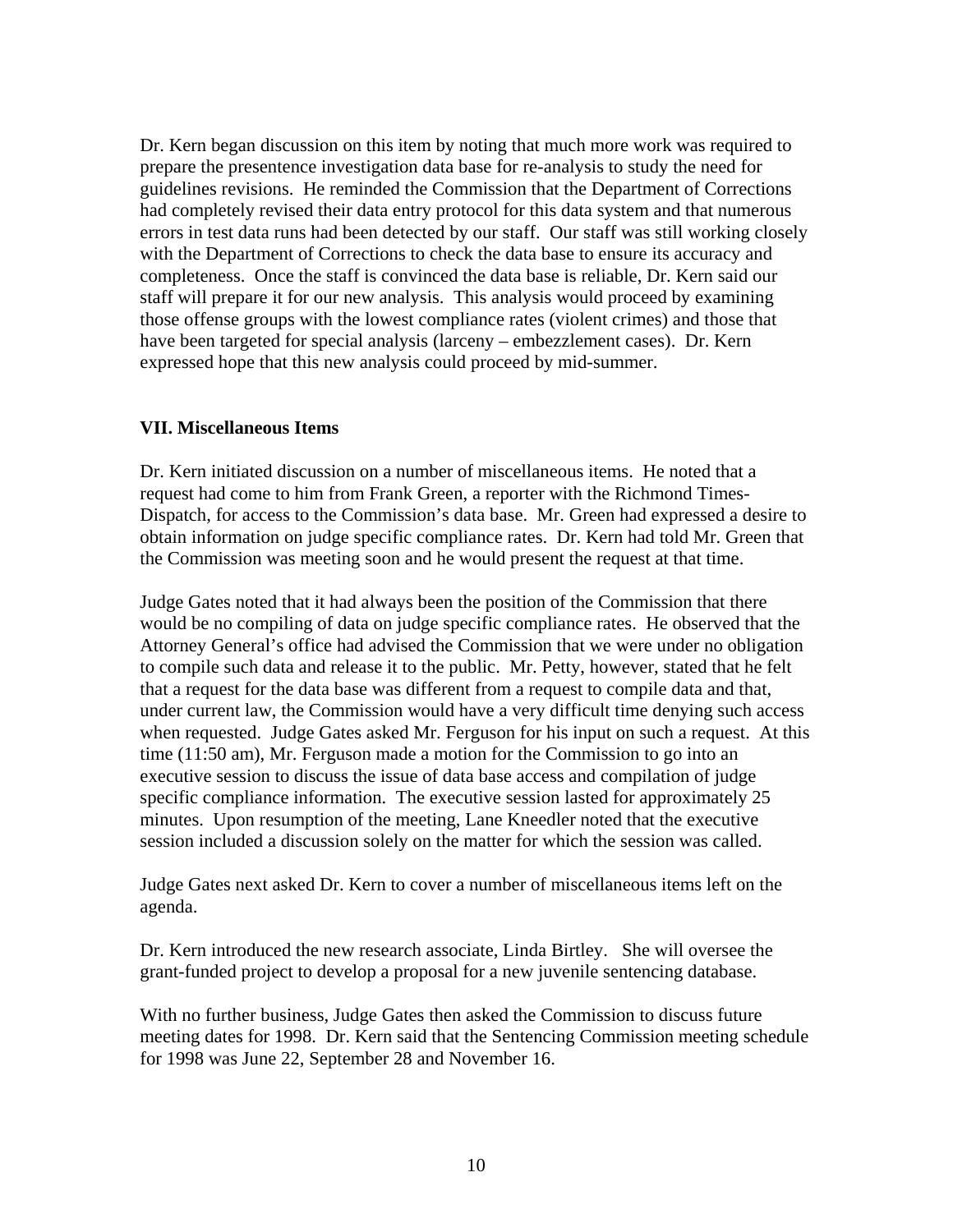Dr. Kern began discussion on this item by noting that much more work was required to prepare the presentence investigation data base for re-analysis to study the need for guidelines revisions. He reminded the Commission that the Department of Corrections had completely revised their data entry protocol for this data system and that numerous errors in test data runs had been detected by our staff. Our staff was still working closely with the Department of Corrections to check the data base to ensure its accuracy and completeness. Once the staff is convinced the data base is reliable, Dr. Kern said our staff will prepare it for our new analysis. This analysis would proceed by examining those offense groups with the lowest compliance rates (violent crimes) and those that have been targeted for special analysis (larceny – embezzlement cases). Dr. Kern expressed hope that this new analysis could proceed by mid-summer.

**VII. Miscellaneous Items**

Dr. Kern initiated discussion on a number of miscellaneous items. He noted that a request had come to him from Frank Green, a reporter with the Richmond Times-Dispatch, for access to the Commission's data base. Mr. Green had expressed a desire to obtain information on judge specific compliance rates. Dr. Kern had told Mr. Green that the Commission was meeting soon and he would present the request at that time.

Judge Gates noted that it had always been the position of the Commission that there would be no compiling of data on judge specific compliance rates. He observed that the Attorney General's office had advised the Commission that we were under no obligation to compile such data and release it to the public. Mr. Petty, however, stated that he felt that a request for the data base was different from a request to compile data and that, under current law, the Commission would have a very difficult time denying such access when requested. Judge Gates asked Mr. Ferguson for his input on such a request. At this time (11:50 am), Mr. Ferguson made a motion for the Commission to go into an executive session to discuss the issue of data base access and compilation of judge specific compliance information. The executive session lasted for approximately 25 minutes. Upon resumption of the meeting, Lane Kneedler noted that the executive session included a discussion solely on the matter for which the session was called.

Judge Gates next asked Dr. Kern to cover a number of miscellaneous items left on the agenda.

Dr. Kern introduced the new research associate, Linda Birtley. She will oversee the grant-funded project to develop a proposal for a new juvenile sentencing database.

With no further business, Judge Gates then asked the Commission to discuss future meeting dates for 1998. Dr. Kern said that the Sentencing Commission meeting schedule for 1998 was June 22, September 28 and November 16.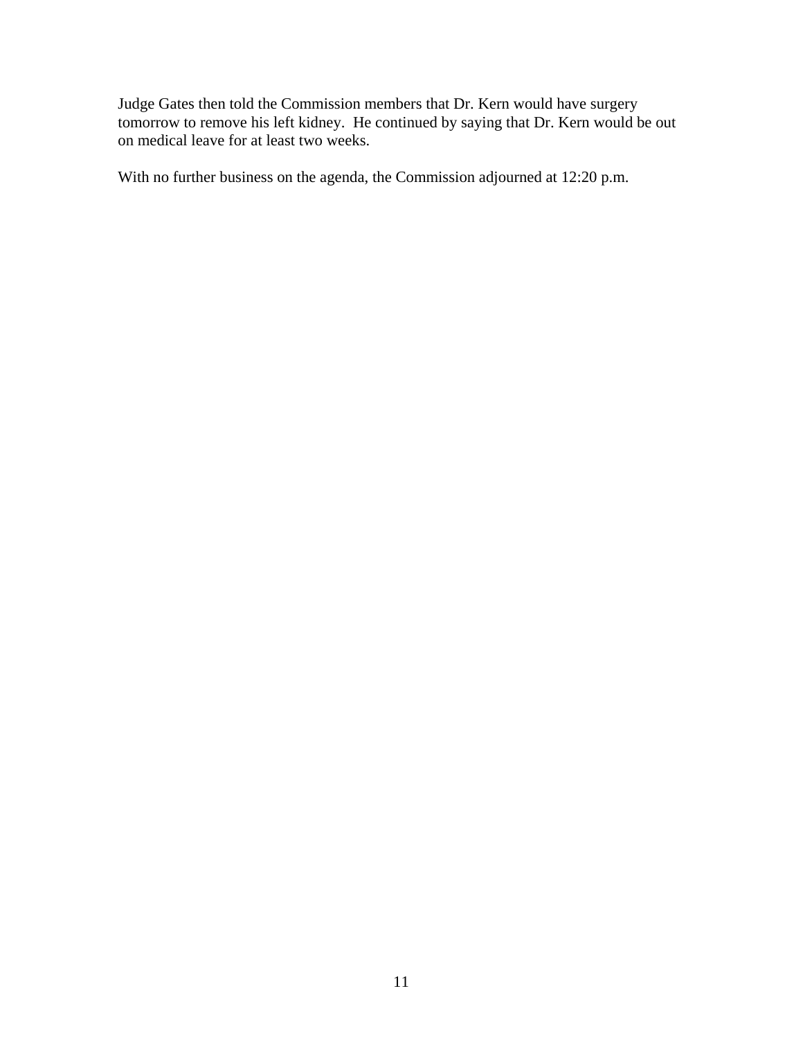Judge Gates then told the Commission members that Dr. Kern would have surgery tomorrow to remove his left kidney. He continued by saying that Dr. Kern would be out on medical leave for at least two weeks.

With no further business on the agenda, the Commission adjourned at 12:20 p.m.